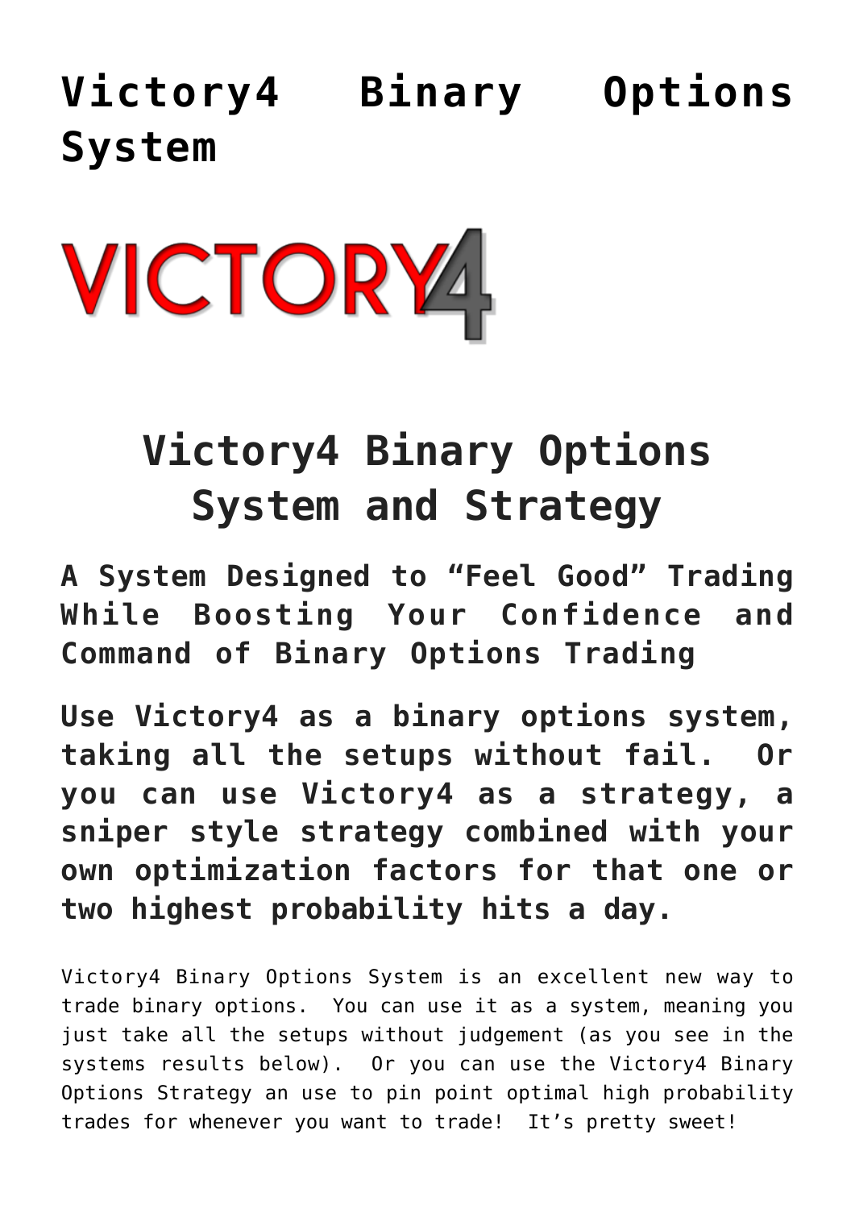# Victory4 Binary Options System

## Victory4 Binary Options System and Strategy

### A System Designed to "Feel Good" Trading While Boosting Your Confidence and Command of Binary Options Trading

**Use Victory4 as a binary options system, taking all the setups without fail. Or you can use Victory4 as a strategy, a sniper style strategy combined with your own optimization factors for that one or two highest probability hits a day.**

Victory4 Binary Options System is an excellent new way to trade binary options. You can use it as a system, meaning you just take all the setups without judgement (as you see in the systems results below). Or you can use the Victory4 Binary Options Strategy an use to pin point optimal high probability trades for whenever you want to trade! It's pretty sweet!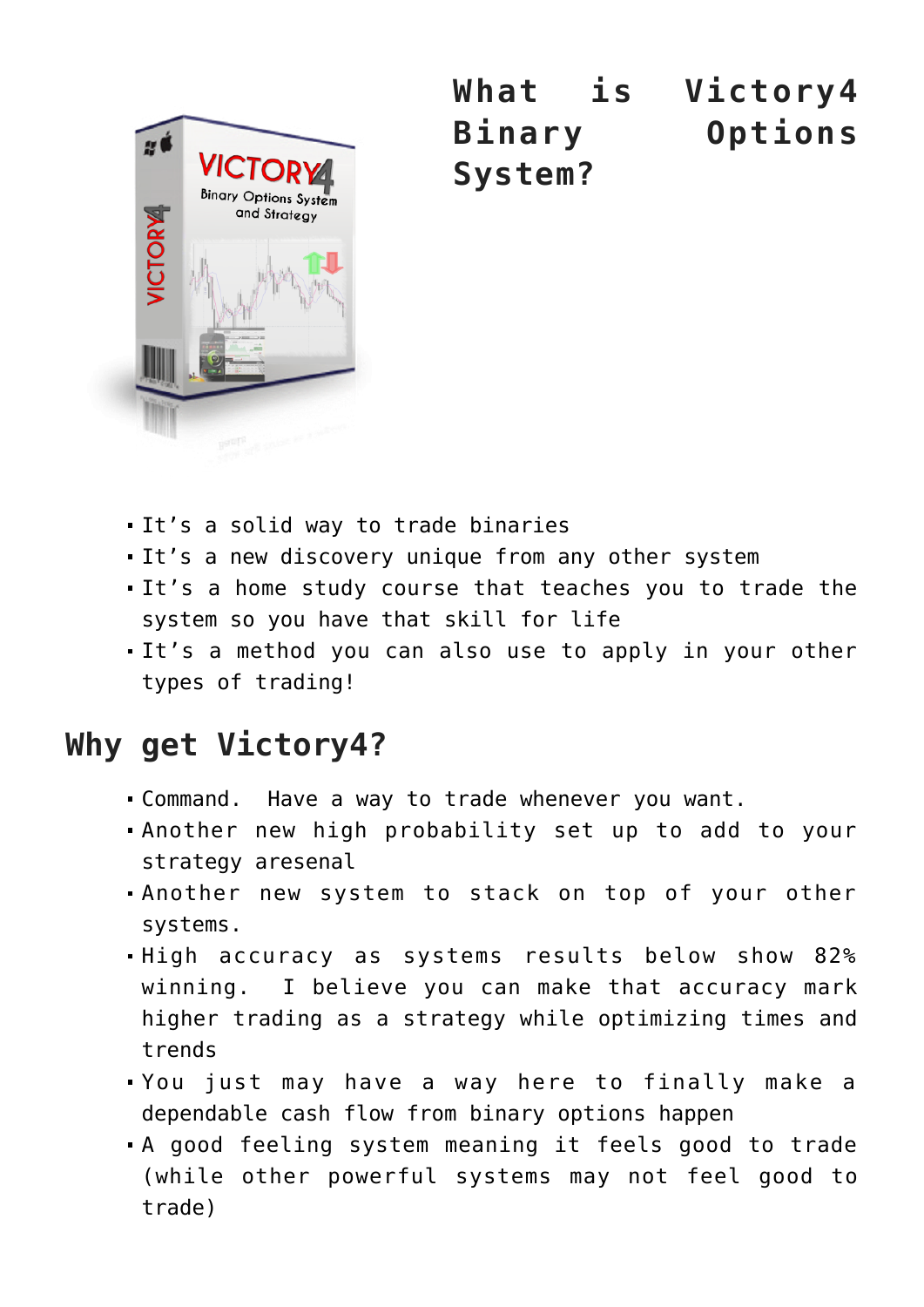## What is Victory4 Binary Options System?

- It's a solid way to trade binaries
- It's a new discovery unique from any other system
- It's a home study course that teaches you to trade the system so you have that skill for life
- It's a method you can also use to apply in your other types of trading!

## Why get Victory4?

- Command. Have a way to trade whenever you want.
- Another new high probability set up to add to your strategy aresenal
- Another new system to stack on top of your other systems.
- High accuracy as systems results below show 82% winning. I believe you can make that accuracy mark higher trading as a strategy while optimizing times and trends
- You just may have a way here to finally make a dependable cash flow from binary options happen
- A good feeling system meaning it feels good to trade (while other powerful systems may not feel good to trade)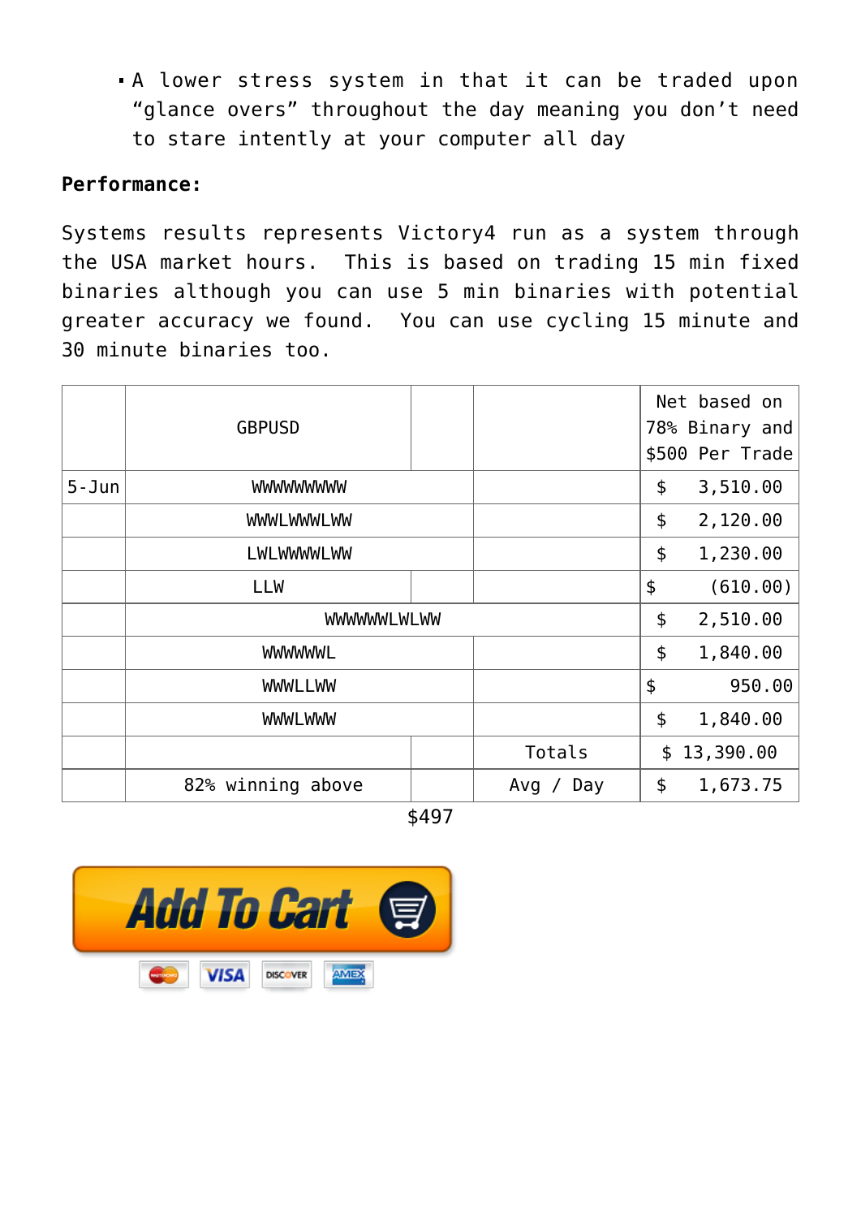- A lower stress system in that it can be traded upon "glance overs" throughout the day meaning you don't need to stare intently at your computer all day

**Performance:**

Systems results represents Victory4 run as a system through the USA market hours. This is based on trading 15 min fixed binaries although you can use 5 min binaries with potential greater accuracy we found. You can use cycling 15 minute and 30 minute binaries too.

| | GBPUSD | | | Net based on 78% Binary and $500 Per Trade |
|---|---|---|---|---|
| 5-Jun | WWWWWWWWWW | | | $ 3,510.00 |
| | WWWLWWWLWW | | | $ 2,120.00 |
| | LWLWWWWLWW | | | $ 1,230.00 |
| | LLW | | | $ (610.00) |
| | WWWWWWLWLWW | | | $ 2,510.00 |
| | WWWWWWL | | | $ 1,840.00 |
| | WWWLLWW | | | $ 950.00 |
| | WWWLWWW | | | $ 1,840.00 |
| | | | Totals | $ 13,390.00 |
| | 82% winning above | | Avg / Day | $ 1,673.75 |

$497

Add To Cart